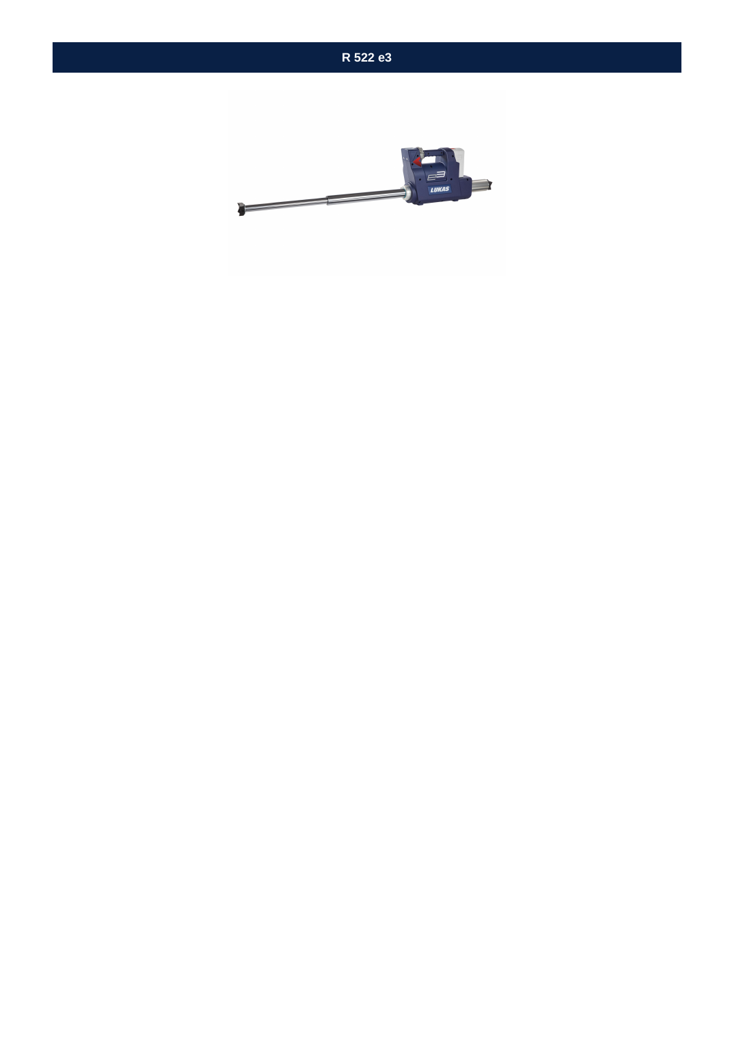# R 522 e3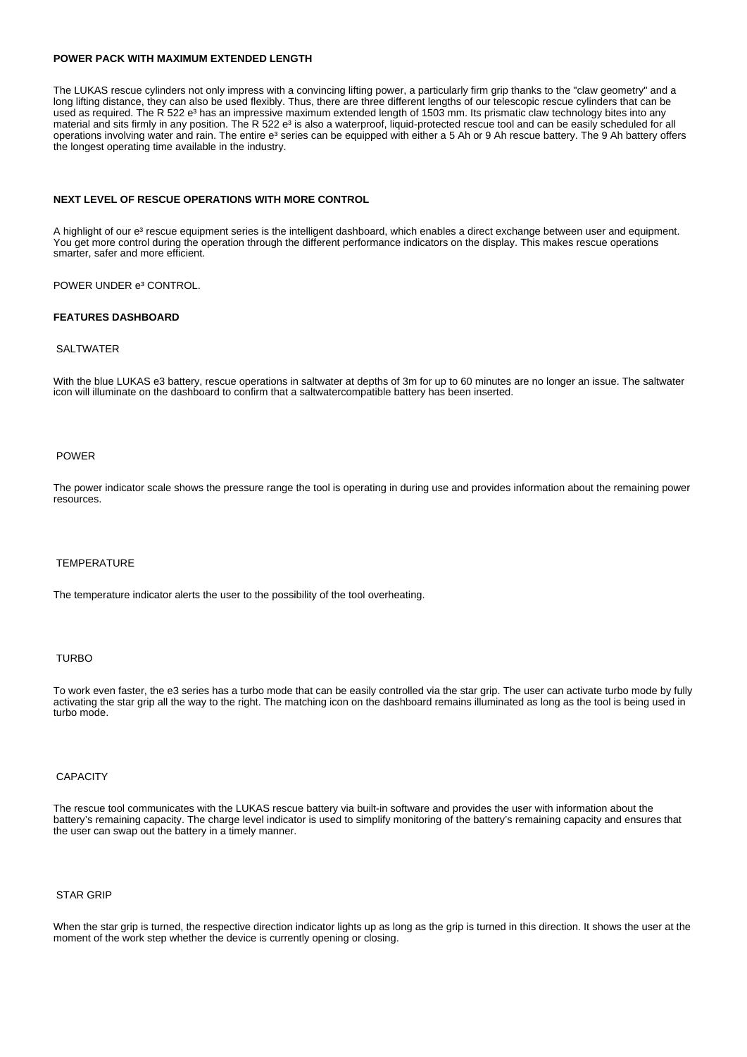## POWER PACK WITH MAXIMUM EXTENDED LENGTH

The LUKAS rescue cylinders not only impress with a convincing lifting power, a particularly firm grip thanks to the "claw geometry" and a long lifting distance, they can also be used flexibly. Thus, there are three different lengths of our telescopic rescue cylinders that can be used as required. The R 522 e³ has an impressive maximum extended length of 1503 mm. Its prismatic claw technology bites into any material and sits firmly in any position. The R 522 e³ is also a waterproof, liquid-protected rescue tool and can be easily scheduled for all operations involving water and rain. The entire e³ series can be equipped with either a 5 Ah or 9 Ah rescue battery. The 9 Ah battery offers the longest operating time available in the industry.

## NEXT LEVEL OF RESCUE OPERATIONS WITH MORE CONTROL

A highlight of our e³ rescue equipment series is the intelligent dashboard, which enables a direct exchange between user and equipment. You get more control during the operation through the different performance indicators on the display. This makes rescue operations smarter, safer and more efficient.

POWER UNDER e³ CONTROL.

## FEATURES DASHBOARD

### SALTWATER

With the blue LUKAS e3 battery, rescue operations in saltwater at depths of 3m for up to 60 minutes are no longer an issue. The saltwater icon will illuminate on the dashboard to confirm that a saltwatercompatible battery has been inserted.

### POWER

The power indicator scale shows the pressure range the tool is operating in during use and provides information about the remaining power resources.

### TEMPERATURE

The temperature indicator alerts the user to the possibility of the tool overheating.

### TURBO

To work even faster, the e3 series has a turbo mode that can be easily controlled via the star grip. The user can activate turbo mode by fully activating the star grip all the way to the right. The matching icon on the dashboard remains illuminated as long as the tool is being used in turbo mode.

### CAPACITY

The rescue tool communicates with the LUKAS rescue battery via built-in software and provides the user with information about the battery's remaining capacity. The charge level indicator is used to simplify monitoring of the battery's remaining capacity and ensures that the user can swap out the battery in a timely manner.

### STAR GRIP

When the star grip is turned, the respective direction indicator lights up as long as the grip is turned in this direction. It shows the user at the moment of the work step whether the device is currently opening or closing.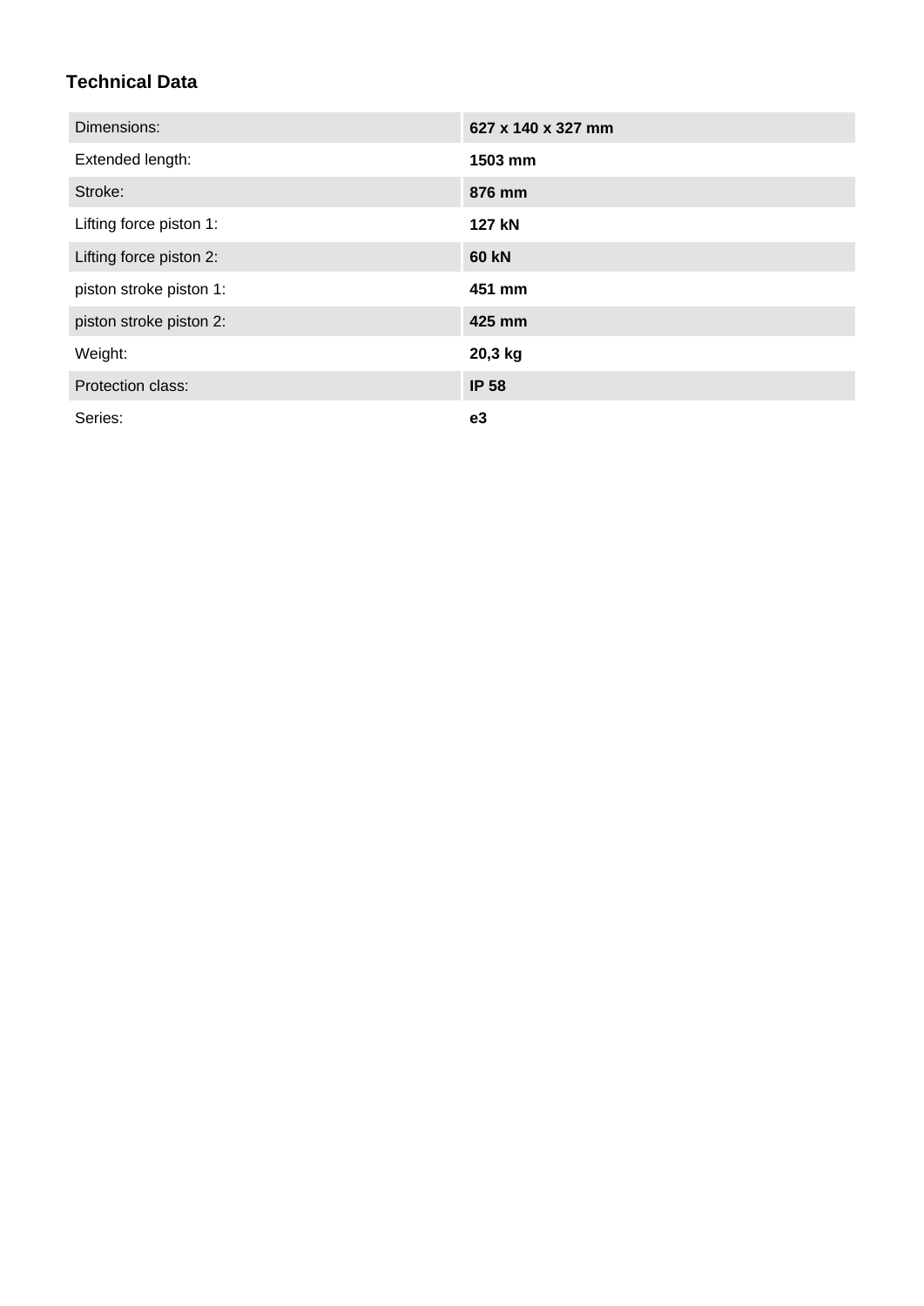## Technical Data

| | |
|---|---|
| Dimensions: | **627 x 140 x 327 mm** |
| Extended length: | **1503 mm** |
| Stroke: | **876 mm** |
| Lifting force piston 1: | **127 kN** |
| Lifting force piston 2: | **60 kN** |
| piston stroke piston 1: | **451 mm** |
| piston stroke piston 2: | **425 mm** |
| Weight: | **20,3 kg** |
| Protection class: | **IP 58** |
| Series: | **e3** |